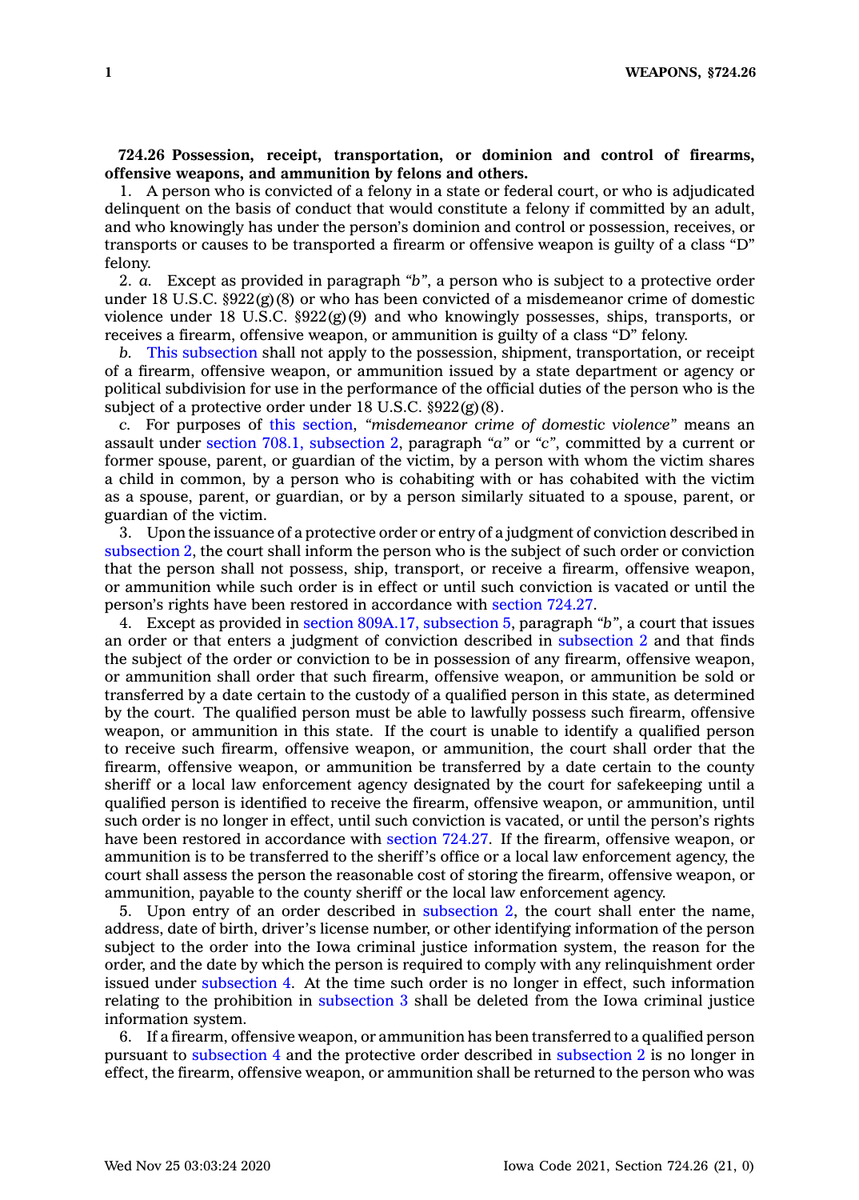**724.26 Possession, receipt, transportation, or dominion and control of firearms, offensive weapons, and ammunition by felons and others.**

1. A person who is convicted of a felony in a state or federal court, or who is adjudicated delinquent on the basis of conduct that would constitute a felony if committed by an adult, and who knowingly has under the person's dominion and control or possession, receives, or transports or causes to be transported a firearm or offensive weapon is guilty of a class "D" felony.

2. *a.* Except as provided in paragraph *"b"*, a person who is subject to a protective order under 18 U.S.C. §922(g)(8) or who has been convicted of a misdemeanor crime of domestic violence under 18 U.S.C. §922(g)(9) and who knowingly possesses, ships, transports, or receives a firearm, offensive weapon, or ammunition is guilty of a class "D" felony.

*b.* This subsection shall not apply to the possession, shipment, transportation, or receipt of a firearm, offensive weapon, or ammunition issued by a state department or agency or political subdivision for use in the performance of the official duties of the person who is the subject of a protective order under 18 U.S.C. §922(g)(8).

*c.* For purposes of this section, *"misdemeanor crime of domestic violence"* means an assault under section 708.1, subsection 2, paragraph *"a"* or *"c"*, committed by a current or former spouse, parent, or guardian of the victim, by a person with whom the victim shares a child in common, by a person who is cohabiting with or has cohabited with the victim as a spouse, parent, or guardian, or by a person similarly situated to a spouse, parent, or guardian of the victim.

3. Upon the issuance of a protective order or entry of a judgment of conviction described in subsection 2, the court shall inform the person who is the subject of such order or conviction that the person shall not possess, ship, transport, or receive a firearm, offensive weapon, or ammunition while such order is in effect or until such conviction is vacated or until the person's rights have been restored in accordance with section 724.27.

4. Except as provided in section 809A.17, subsection 5, paragraph *"b"*, a court that issues an order or that enters a judgment of conviction described in subsection 2 and that finds the subject of the order or conviction to be in possession of any firearm, offensive weapon, or ammunition shall order that such firearm, offensive weapon, or ammunition be sold or transferred by a date certain to the custody of a qualified person in this state, as determined by the court. The qualified person must be able to lawfully possess such firearm, offensive weapon, or ammunition in this state. If the court is unable to identify a qualified person to receive such firearm, offensive weapon, or ammunition, the court shall order that the firearm, offensive weapon, or ammunition be transferred by a date certain to the county sheriff or a local law enforcement agency designated by the court for safekeeping until a qualified person is identified to receive the firearm, offensive weapon, or ammunition, until such order is no longer in effect, until such conviction is vacated, or until the person's rights have been restored in accordance with section 724.27. If the firearm, offensive weapon, or ammunition is to be transferred to the sheriff's office or a local law enforcement agency, the court shall assess the person the reasonable cost of storing the firearm, offensive weapon, or ammunition, payable to the county sheriff or the local law enforcement agency.

5. Upon entry of an order described in subsection 2, the court shall enter the name, address, date of birth, driver's license number, or other identifying information of the person subject to the order into the Iowa criminal justice information system, the reason for the order, and the date by which the person is required to comply with any relinquishment order issued under subsection 4. At the time such order is no longer in effect, such information relating to the prohibition in subsection 3 shall be deleted from the Iowa criminal justice information system.

6. If a firearm, offensive weapon, or ammunition has been transferred to a qualified person pursuant to subsection 4 and the protective order described in subsection 2 is no longer in effect, the firearm, offensive weapon, or ammunition shall be returned to the person who was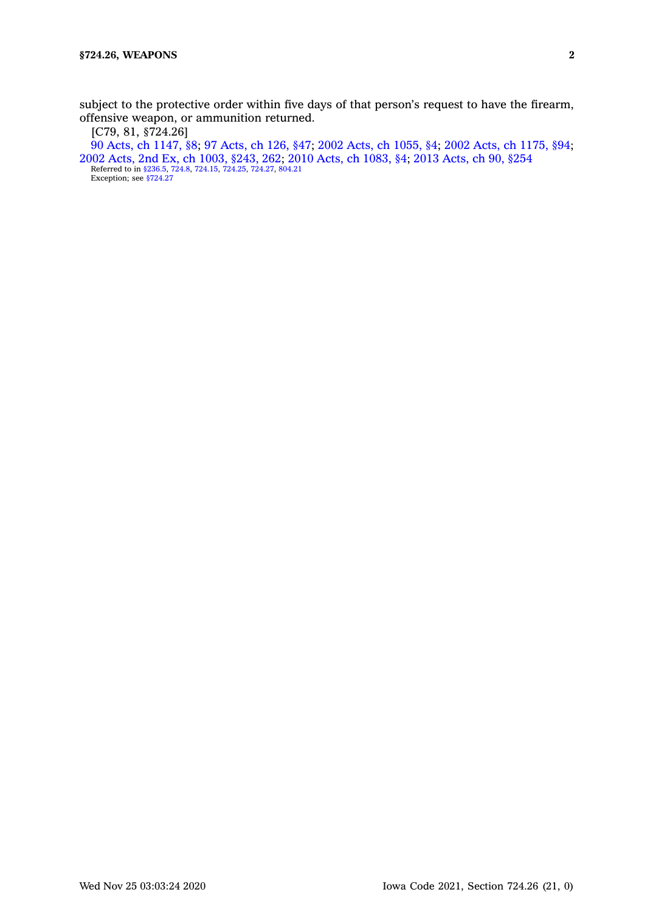subject to the protective order within five days of that person's request to have the firearm, offensive weapon, or ammunition returned.

[C79, 81, §724.26]

90 Acts, ch 1147, §8; 97 Acts, ch 126, §47; 2002 Acts, ch 1055, §4; 2002 Acts, ch 1175, §94; 2002 Acts, 2nd Ex, ch 1003, §243, 262; 2010 Acts, ch 1083, §4; 2013 Acts, ch 90, §254

Referred to in §236.5, 724.8, 724.15, 724.25, 724.27, 804.21

Exception; see §724.27